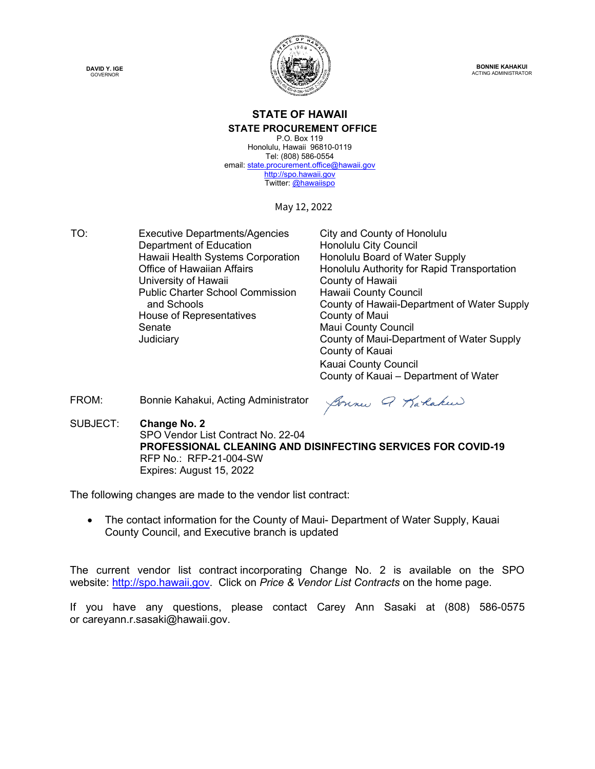**DAVID Y. IGE**
GOVERNOR

**BONNIE KAHAKUI**
ACTING ADMINISTRATOR

# STATE OF HAWAII

## STATE PROCUREMENT OFFICE

P.O. Box 119
Honolulu, Hawaii 96810-0119
Tel: (808) 586-0554
email: state.procurement.office@hawaii.gov
http://spo.hawaii.gov
Twitter: @hawaiispo

May 12, 2022

TO:

Executive Departments/Agencies
Department of Education
Hawaii Health Systems Corporation
Office of Hawaiian Affairs
University of Hawaii
Public Charter School Commission and Schools
House of Representatives
Senate
Judiciary

City and County of Honolulu
Honolulu City Council
Honolulu Board of Water Supply
Honolulu Authority for Rapid Transportation
County of Hawaii
Hawaii County Council
County of Hawaii-Department of Water Supply
County of Maui
Maui County Council
County of Maui-Department of Water Supply
County of Kauai
Kauai County Council
County of Kauai – Department of Water

FROM: Bonnie Kahakui, Acting Administrator

SUBJECT: **Change No. 2**
SPO Vendor List Contract No. 22-04
**PROFESSIONAL CLEANING AND DISINFECTING SERVICES FOR COVID-19**
RFP No.: RFP-21-004-SW
Expires: August 15, 2022

The following changes are made to the vendor list contract:

- The contact information for the County of Maui- Department of Water Supply, Kauai County Council, and Executive branch is updated

The current vendor list contract incorporating Change No. 2 is available on the SPO website: http://spo.hawaii.gov. Click on *Price & Vendor List Contracts* on the home page.

If you have any questions, please contact Carey Ann Sasaki at (808) 586-0575 or careyann.r.sasaki@hawaii.gov.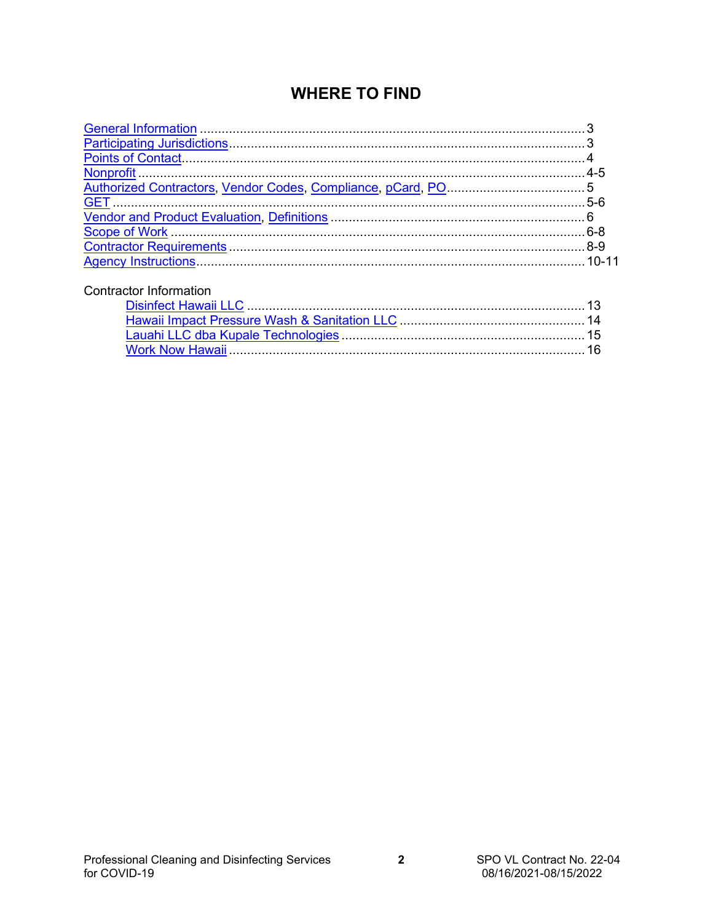# WHERE TO FIND

General Information .......................................................................................................... 3
Participating Jurisdictions.................................................................................................. 3
Points of Contact................................................................................................................ 4
Nonprofit ............................................................................................................................ 4-5
Authorized Contractors, Vendor Codes, Compliance, pCard, PO...................................... 5
GET .................................................................................................................................... 5-6
Vendor and Product Evaluation, Definitions ...................................................................... 6
Scope of Work ................................................................................................................... 6-8
Contractor Requirements ................................................................................................... 8-9
Agency Instructions............................................................................................................ 10-11

Contractor Information

- Disinfect Hawaii LLC ............................................................................................ 13
- Hawaii Impact Pressure Wash & Sanitation LLC ................................................... 14
- Lauahi LLC dba Kupale Technologies .................................................................. 15
- Work Now Hawaii .................................................................................................. 16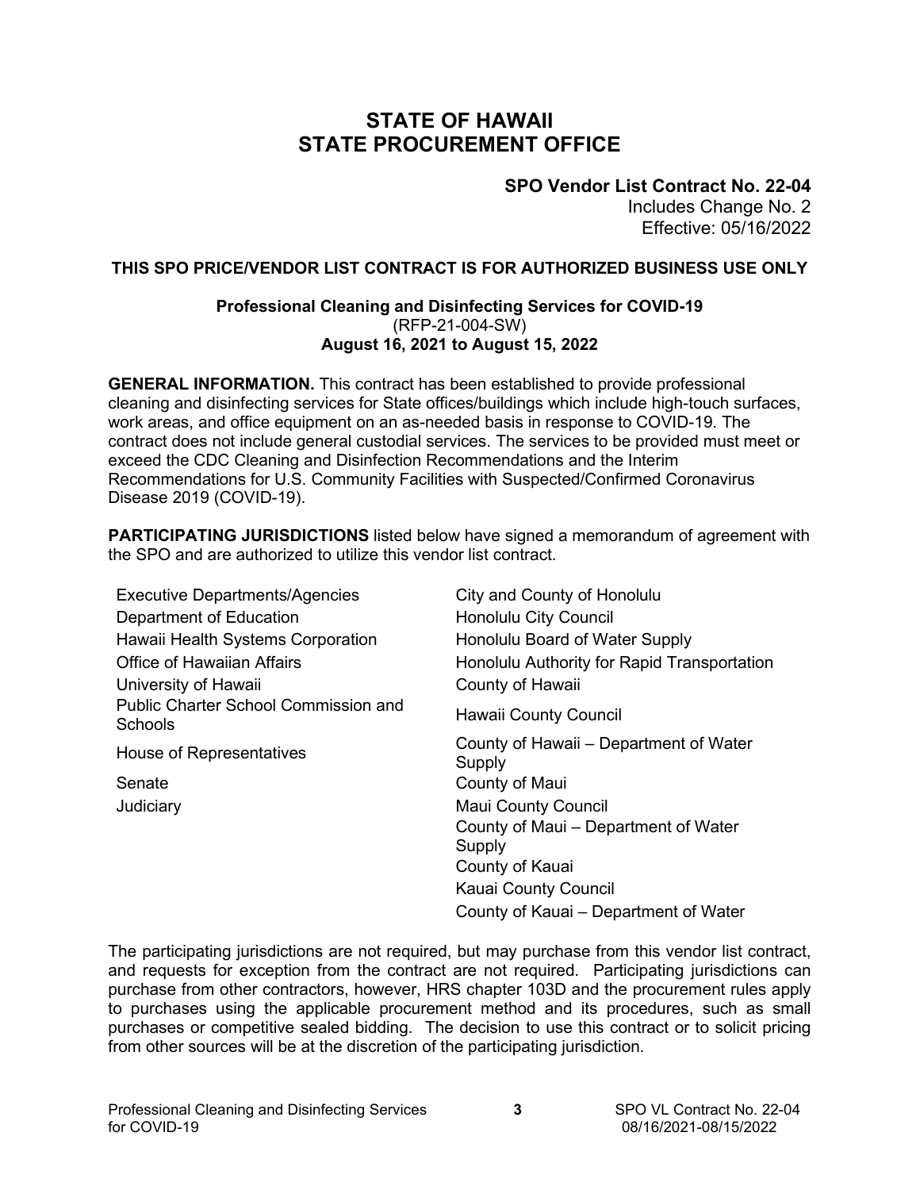# STATE OF HAWAII
# STATE PROCUREMENT OFFICE

**SPO Vendor List Contract No. 22-04**
Includes Change No. 2
Effective: 05/16/2022

**THIS SPO PRICE/VENDOR LIST CONTRACT IS FOR AUTHORIZED BUSINESS USE ONLY**

**Professional Cleaning and Disinfecting Services for COVID-19**
(RFP-21-004-SW)
**August 16, 2021 to August 15, 2022**

**GENERAL INFORMATION.** This contract has been established to provide professional cleaning and disinfecting services for State offices/buildings which include high-touch surfaces, work areas, and office equipment on an as-needed basis in response to COVID-19. The contract does not include general custodial services. The services to be provided must meet or exceed the CDC Cleaning and Disinfection Recommendations and the Interim Recommendations for U.S. Community Facilities with Suspected/Confirmed Coronavirus Disease 2019 (COVID-19).

**PARTICIPATING JURISDICTIONS** listed below have signed a memorandum of agreement with the SPO and are authorized to utilize this vendor list contract.

| | |
|---|---|
| Executive Departments/Agencies | City and County of Honolulu |
| Department of Education | Honolulu City Council |
| Hawaii Health Systems Corporation | Honolulu Board of Water Supply |
| Office of Hawaiian Affairs | Honolulu Authority for Rapid Transportation |
| University of Hawaii | County of Hawaii |
| Public Charter School Commission and Schools | Hawaii County Council |
| House of Representatives | County of Hawaii – Department of Water Supply |
| Senate | County of Maui |
| Judiciary | Maui County Council |
| | County of Maui – Department of Water Supply |
| | County of Kauai |
| | Kauai County Council |
| | County of Kauai – Department of Water |

The participating jurisdictions are not required, but may purchase from this vendor list contract, and requests for exception from the contract are not required. Participating jurisdictions can purchase from other contractors, however, HRS chapter 103D and the procurement rules apply to purchases using the applicable procurement method and its procedures, such as small purchases or competitive sealed bidding. The decision to use this contract or to solicit pricing from other sources will be at the discretion of the participating jurisdiction.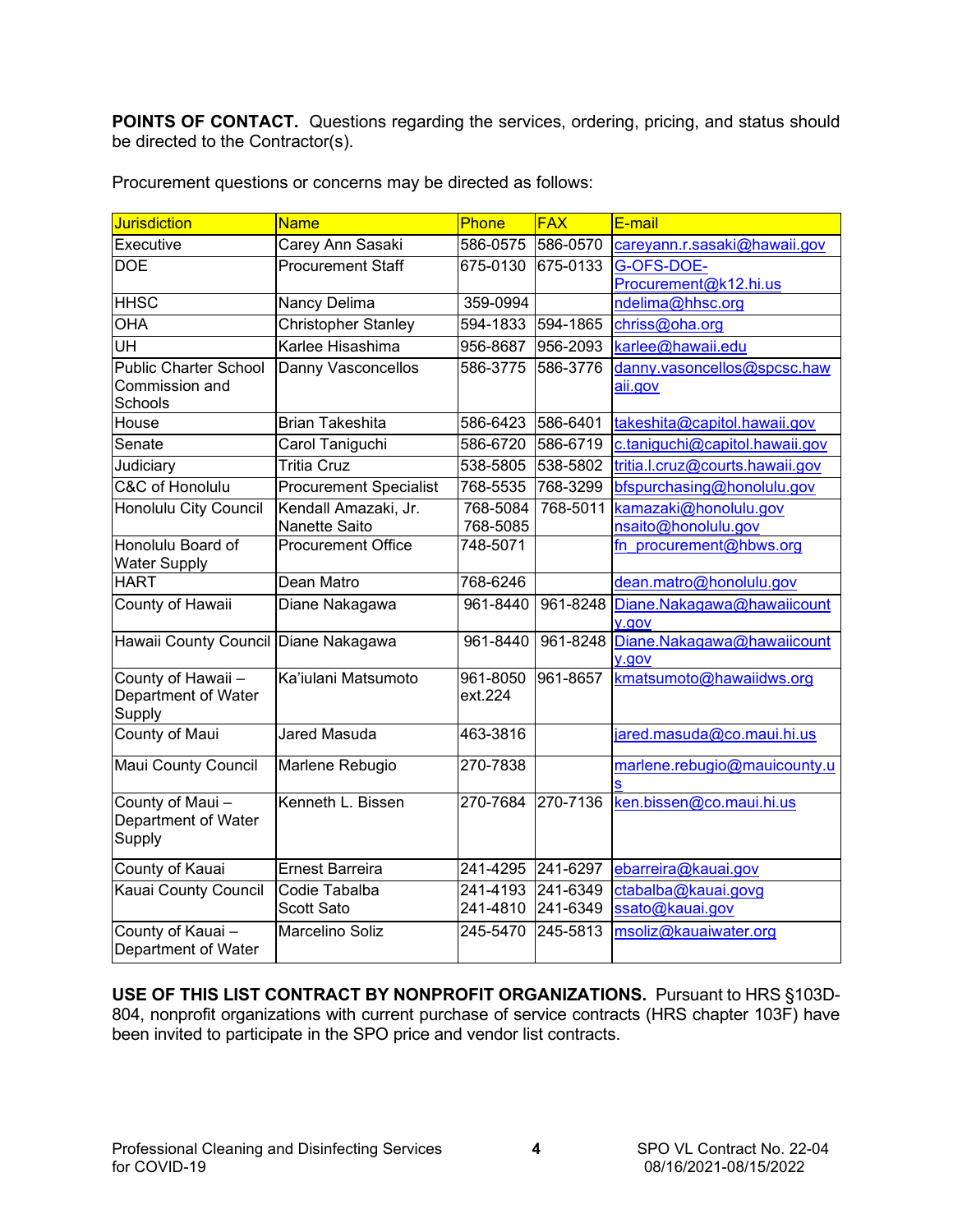**POINTS OF CONTACT.** Questions regarding the services, ordering, pricing, and status should be directed to the Contractor(s).

Procurement questions or concerns may be directed as follows:

| Jurisdiction | Name | Phone | FAX | E-mail |
|---|---|---|---|---|
| Executive | Carey Ann Sasaki | 586-0575 | 586-0570 | careyann.r.sasaki@hawaii.gov |
| DOE | Procurement Staff | 675-0130 | 675-0133 | G-OFS-DOE-Procurement@k12.hi.us |
| HHSC | Nancy Delima | 359-0994 | | ndelima@hhsc.org |
| OHA | Christopher Stanley | 594-1833 | 594-1865 | chriss@oha.org |
| UH | Karlee Hisashima | 956-8687 | 956-2093 | karlee@hawaii.edu |
| Public Charter School Commission and Schools | Danny Vasconcellos | 586-3775 | 586-3776 | danny.vasoncellos@spcsc.hawaii.gov |
| House | Brian Takeshita | 586-6423 | 586-6401 | takeshita@capitol.hawaii.gov |
| Senate | Carol Taniguchi | 586-6720 | 586-6719 | c.taniguchi@capitol.hawaii.gov |
| Judiciary | Tritia Cruz | 538-5805 | 538-5802 | tritia.l.cruz@courts.hawaii.gov |
| C&C of Honolulu | Procurement Specialist | 768-5535 | 768-3299 | bfspurchasing@honolulu.gov |
| Honolulu City Council | Kendall Amazaki, Jr.<br>Nanette Saito | 768-5084<br>768-5085 | 768-5011 | kamazaki@honolulu.gov<br>nsaito@honolulu.gov |
| Honolulu Board of Water Supply | Procurement Office | 748-5071 | | fn_procurement@hbws.org |
| HART | Dean Matro | 768-6246 | | dean.matro@honolulu.gov |
| County of Hawaii | Diane Nakagawa | 961-8440 | 961-8248 | Diane.Nakagawa@hawaiicounty.gov |
| Hawaii County Council | Diane Nakagawa | 961-8440 | 961-8248 | Diane.Nakagawa@hawaiicounty.gov |
| County of Hawaii – Department of Water Supply | Ka'iulani Matsumoto | 961-8050 ext.224 | 961-8657 | kmatsumoto@hawaiidws.org |
| County of Maui | Jared Masuda | 463-3816 | | jared.masuda@co.maui.hi.us |
| Maui County Council | Marlene Rebugio | 270-7838 | | marlene.rebugio@mauicounty.us |
| County of Maui – Department of Water Supply | Kenneth L. Bissen | 270-7684 | 270-7136 | ken.bissen@co.maui.hi.us |
| County of Kauai | Ernest Barreira | 241-4295 | 241-6297 | ebarreira@kauai.gov |
| Kauai County Council | Codie Tabalba<br>Scott Sato | 241-4193<br>241-4810 | 241-6349<br>241-6349 | ctabalba@kauai.govg<br>ssato@kauai.gov |
| County of Kauai – Department of Water | Marcelino Soliz | 245-5470 | 245-5813 | msoliz@kauaiwater.org |

**USE OF THIS LIST CONTRACT BY NONPROFIT ORGANIZATIONS.** Pursuant to HRS §103D-804, nonprofit organizations with current purchase of service contracts (HRS chapter 103F) have been invited to participate in the SPO price and vendor list contracts.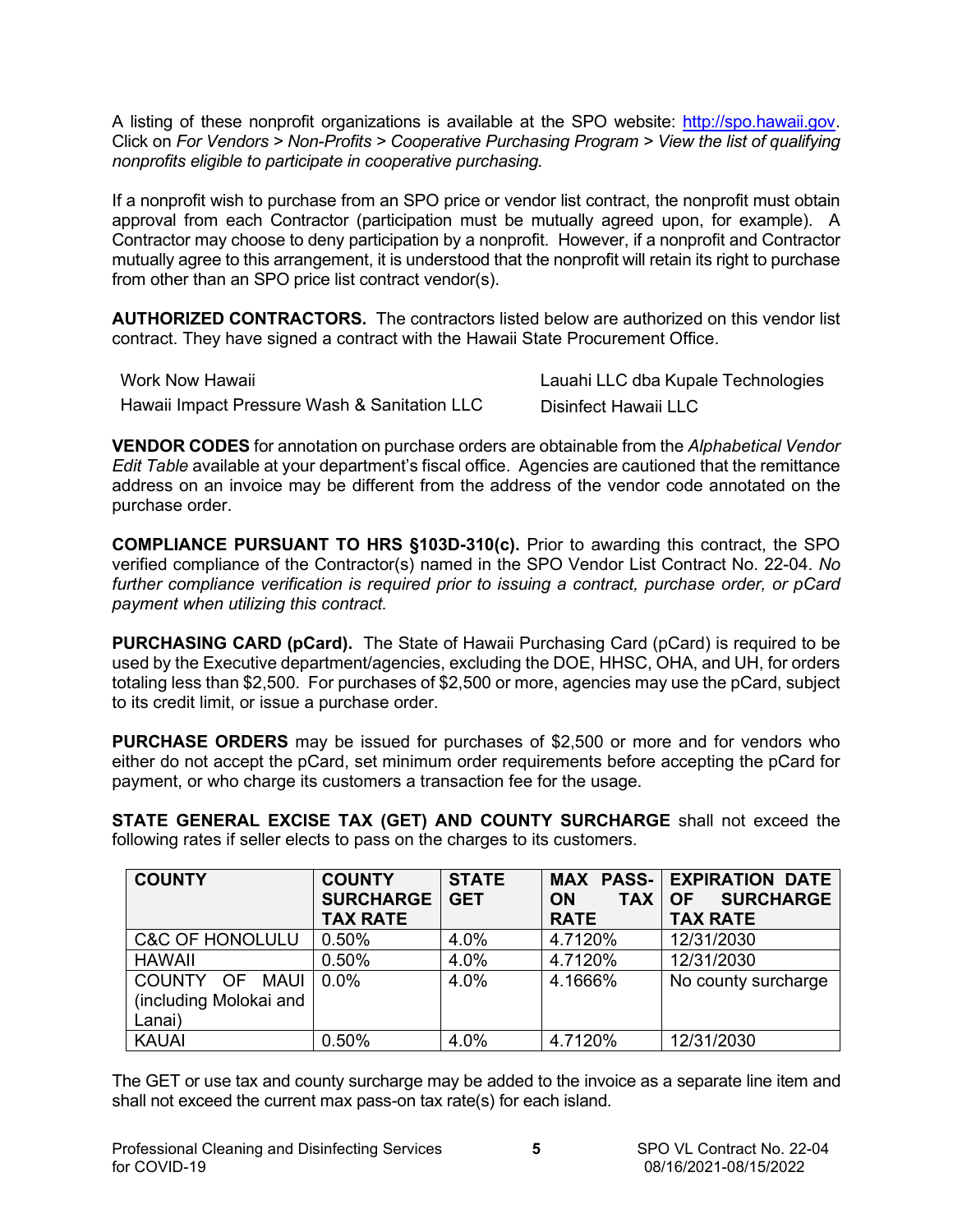A listing of these nonprofit organizations is available at the SPO website: http://spo.hawaii.gov. Click on *For Vendors > Non-Profits > Cooperative Purchasing Program > View the list of qualifying nonprofits eligible to participate in cooperative purchasing.*

If a nonprofit wish to purchase from an SPO price or vendor list contract, the nonprofit must obtain approval from each Contractor (participation must be mutually agreed upon, for example). A Contractor may choose to deny participation by a nonprofit. However, if a nonprofit and Contractor mutually agree to this arrangement, it is understood that the nonprofit will retain its right to purchase from other than an SPO price list contract vendor(s).

**AUTHORIZED CONTRACTORS.** The contractors listed below are authorized on this vendor list contract. They have signed a contract with the Hawaii State Procurement Office.

| | |
|---|---|
| Work Now Hawaii | Lauahi LLC dba Kupale Technologies |
| Hawaii Impact Pressure Wash & Sanitation LLC | Disinfect Hawaii LLC |

**VENDOR CODES** for annotation on purchase orders are obtainable from the *Alphabetical Vendor Edit Table* available at your department's fiscal office. Agencies are cautioned that the remittance address on an invoice may be different from the address of the vendor code annotated on the purchase order.

**COMPLIANCE PURSUANT TO HRS §103D-310(c).** Prior to awarding this contract, the SPO verified compliance of the Contractor(s) named in the SPO Vendor List Contract No. 22-04. *No further compliance verification is required prior to issuing a contract, purchase order, or pCard payment when utilizing this contract.*

**PURCHASING CARD (pCard).** The State of Hawaii Purchasing Card (pCard) is required to be used by the Executive department/agencies, excluding the DOE, HHSC, OHA, and UH, for orders totaling less than $2,500. For purchases of $2,500 or more, agencies may use the pCard, subject to its credit limit, or issue a purchase order.

**PURCHASE ORDERS** may be issued for purchases of $2,500 or more and for vendors who either do not accept the pCard, set minimum order requirements before accepting the pCard for payment, or who charge its customers a transaction fee for the usage.

**STATE GENERAL EXCISE TAX (GET) AND COUNTY SURCHARGE** shall not exceed the following rates if seller elects to pass on the charges to its customers.

| COUNTY | COUNTY SURCHARGE TAX RATE | STATE GET | MAX PASS-ON TAX RATE | EXPIRATION DATE OF SURCHARGE TAX RATE |
|---|---|---|---|---|
| C&C OF HONOLULU | 0.50% | 4.0% | 4.7120% | 12/31/2030 |
| HAWAII | 0.50% | 4.0% | 4.7120% | 12/31/2030 |
| COUNTY OF MAUI (including Molokai and Lanai) | 0.0% | 4.0% | 4.1666% | No county surcharge |
| KAUAI | 0.50% | 4.0% | 4.7120% | 12/31/2030 |

The GET or use tax and county surcharge may be added to the invoice as a separate line item and shall not exceed the current max pass-on tax rate(s) for each island.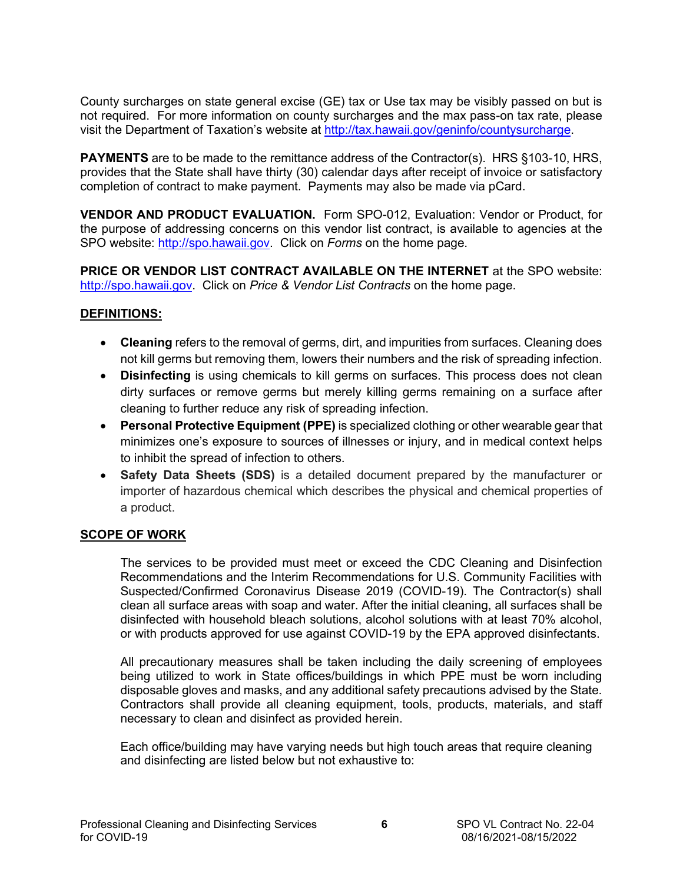County surcharges on state general excise (GE) tax or Use tax may be visibly passed on but is not required. For more information on county surcharges and the max pass-on tax rate, please visit the Department of Taxation's website at http://tax.hawaii.gov/geninfo/countysurcharge.

**PAYMENTS** are to be made to the remittance address of the Contractor(s). HRS §103-10, HRS, provides that the State shall have thirty (30) calendar days after receipt of invoice or satisfactory completion of contract to make payment. Payments may also be made via pCard.

**VENDOR AND PRODUCT EVALUATION.** Form SPO-012, Evaluation: Vendor or Product, for the purpose of addressing concerns on this vendor list contract, is available to agencies at the SPO website: http://spo.hawaii.gov. Click on *Forms* on the home page.

**PRICE OR VENDOR LIST CONTRACT AVAILABLE ON THE INTERNET** at the SPO website: http://spo.hawaii.gov. Click on *Price & Vendor List Contracts* on the home page.

## DEFINITIONS:

- **Cleaning** refers to the removal of germs, dirt, and impurities from surfaces. Cleaning does not kill germs but removing them, lowers their numbers and the risk of spreading infection.
- **Disinfecting** is using chemicals to kill germs on surfaces. This process does not clean dirty surfaces or remove germs but merely killing germs remaining on a surface after cleaning to further reduce any risk of spreading infection.
- **Personal Protective Equipment (PPE)** is specialized clothing or other wearable gear that minimizes one's exposure to sources of illnesses or injury, and in medical context helps to inhibit the spread of infection to others.
- **Safety Data Sheets (SDS)** is a detailed document prepared by the manufacturer or importer of hazardous chemical which describes the physical and chemical properties of a product.

## SCOPE OF WORK

The services to be provided must meet or exceed the CDC Cleaning and Disinfection Recommendations and the Interim Recommendations for U.S. Community Facilities with Suspected/Confirmed Coronavirus Disease 2019 (COVID-19). The Contractor(s) shall clean all surface areas with soap and water. After the initial cleaning, all surfaces shall be disinfected with household bleach solutions, alcohol solutions with at least 70% alcohol, or with products approved for use against COVID-19 by the EPA approved disinfectants.

All precautionary measures shall be taken including the daily screening of employees being utilized to work in State offices/buildings in which PPE must be worn including disposable gloves and masks, and any additional safety precautions advised by the State. Contractors shall provide all cleaning equipment, tools, products, materials, and staff necessary to clean and disinfect as provided herein.

Each office/building may have varying needs but high touch areas that require cleaning and disinfecting are listed below but not exhaustive to: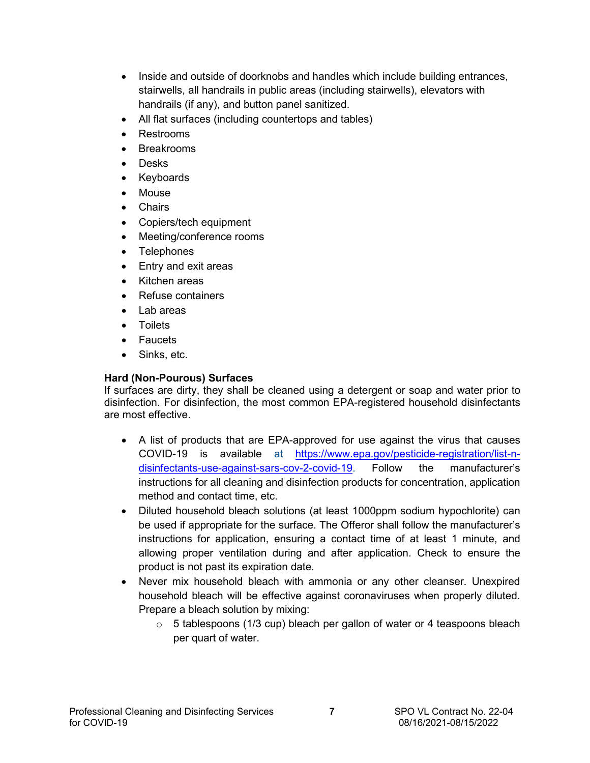- Inside and outside of doorknobs and handles which include building entrances, stairwells, all handrails in public areas (including stairwells), elevators with handrails (if any), and button panel sanitized.
- All flat surfaces (including countertops and tables)
- Restrooms
- Breakrooms
- Desks
- Keyboards
- Mouse
- Chairs
- Copiers/tech equipment
- Meeting/conference rooms
- Telephones
- Entry and exit areas
- Kitchen areas
- Refuse containers
- Lab areas
- Toilets
- Faucets
- Sinks, etc.

**Hard (Non-Pourous) Surfaces**
If surfaces are dirty, they shall be cleaned using a detergent or soap and water prior to disinfection. For disinfection, the most common EPA-registered household disinfectants are most effective.

- A list of products that are EPA-approved for use against the virus that causes COVID-19 is available at https://www.epa.gov/pesticide-registration/list-n-disinfectants-use-against-sars-cov-2-covid-19. Follow the manufacturer's instructions for all cleaning and disinfection products for concentration, application method and contact time, etc.
- Diluted household bleach solutions (at least 1000ppm sodium hypochlorite) can be used if appropriate for the surface. The Offeror shall follow the manufacturer's instructions for application, ensuring a contact time of at least 1 minute, and allowing proper ventilation during and after application. Check to ensure the product is not past its expiration date.
- Never mix household bleach with ammonia or any other cleanser. Unexpired household bleach will be effective against coronaviruses when properly diluted. Prepare a bleach solution by mixing:
    - 5 tablespoons (1/3 cup) bleach per gallon of water or 4 teaspoons bleach per quart of water.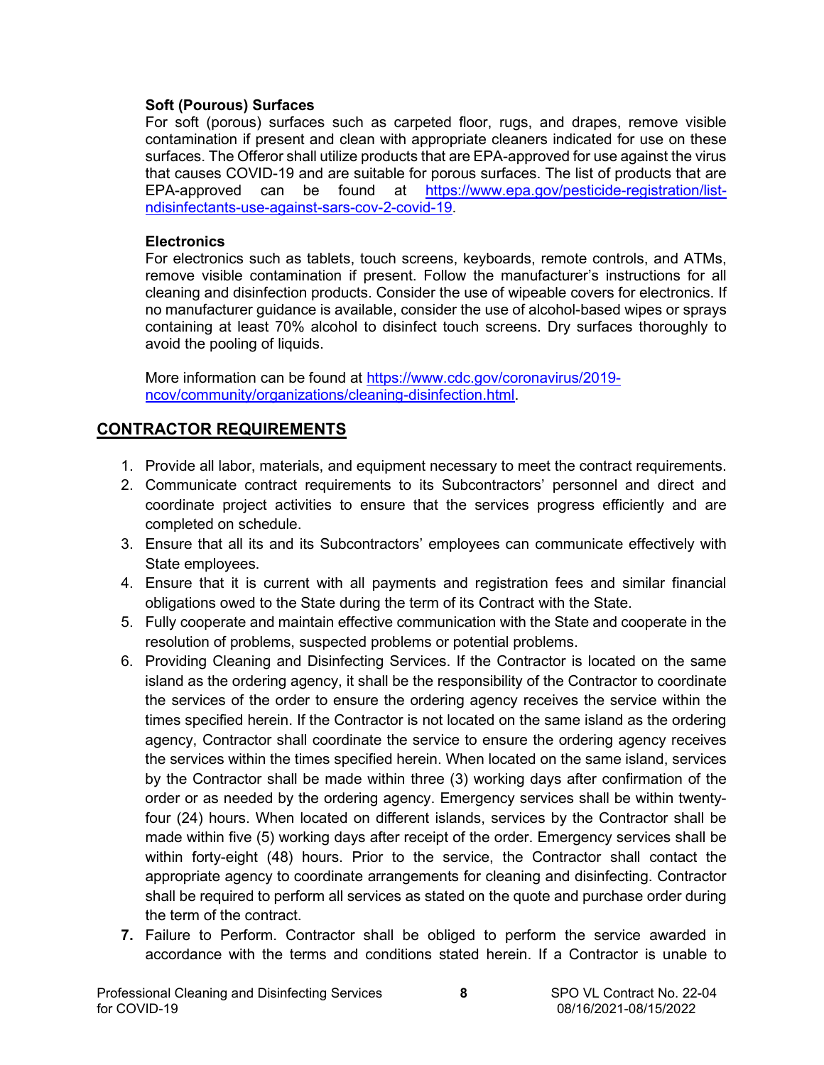**Soft (Pourous) Surfaces**

For soft (porous) surfaces such as carpeted floor, rugs, and drapes, remove visible contamination if present and clean with appropriate cleaners indicated for use on these surfaces. The Offeror shall utilize products that are EPA-approved for use against the virus that causes COVID-19 and are suitable for porous surfaces. The list of products that are EPA-approved can be found at [https://www.epa.gov/pesticide-registration/list-ndisinfectants-use-against-sars-cov-2-covid-19](https://www.epa.gov/pesticide-registration/list-ndisinfectants-use-against-sars-cov-2-covid-19).

**Electronics**

For electronics such as tablets, touch screens, keyboards, remote controls, and ATMs, remove visible contamination if present. Follow the manufacturer's instructions for all cleaning and disinfection products. Consider the use of wipeable covers for electronics. If no manufacturer guidance is available, consider the use of alcohol-based wipes or sprays containing at least 70% alcohol to disinfect touch screens. Dry surfaces thoroughly to avoid the pooling of liquids.

More information can be found at [https://www.cdc.gov/coronavirus/2019-ncov/community/organizations/cleaning-disinfection.html](https://www.cdc.gov/coronavirus/2019-ncov/community/organizations/cleaning-disinfection.html).

## CONTRACTOR REQUIREMENTS

1. Provide all labor, materials, and equipment necessary to meet the contract requirements.
2. Communicate contract requirements to its Subcontractors' personnel and direct and coordinate project activities to ensure that the services progress efficiently and are completed on schedule.
3. Ensure that all its and its Subcontractors' employees can communicate effectively with State employees.
4. Ensure that it is current with all payments and registration fees and similar financial obligations owed to the State during the term of its Contract with the State.
5. Fully cooperate and maintain effective communication with the State and cooperate in the resolution of problems, suspected problems or potential problems.
6. Providing Cleaning and Disinfecting Services. If the Contractor is located on the same island as the ordering agency, it shall be the responsibility of the Contractor to coordinate the services of the order to ensure the ordering agency receives the service within the times specified herein. If the Contractor is not located on the same island as the ordering agency, Contractor shall coordinate the service to ensure the ordering agency receives the services within the times specified herein. When located on the same island, services by the Contractor shall be made within three (3) working days after confirmation of the order or as needed by the ordering agency. Emergency services shall be within twenty-four (24) hours. When located on different islands, services by the Contractor shall be made within five (5) working days after receipt of the order. Emergency services shall be within forty-eight (48) hours. Prior to the service, the Contractor shall contact the appropriate agency to coordinate arrangements for cleaning and disinfecting. Contractor shall be required to perform all services as stated on the quote and purchase order during the term of the contract.
7. Failure to Perform. Contractor shall be obliged to perform the service awarded in accordance with the terms and conditions stated herein. If a Contractor is unable to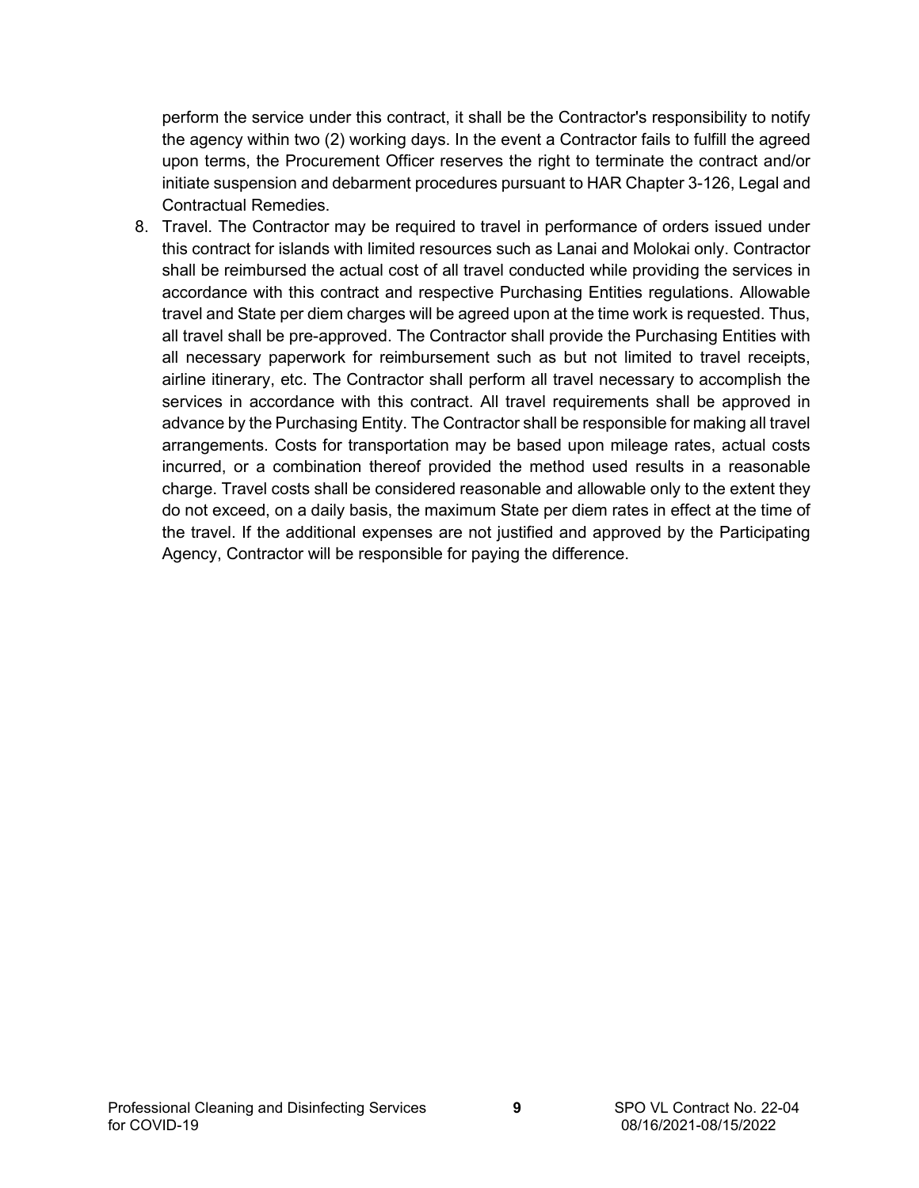perform the service under this contract, it shall be the Contractor's responsibility to notify the agency within two (2) working days. In the event a Contractor fails to fulfill the agreed upon terms, the Procurement Officer reserves the right to terminate the contract and/or initiate suspension and debarment procedures pursuant to HAR Chapter 3-126, Legal and Contractual Remedies.

8. Travel. The Contractor may be required to travel in performance of orders issued under this contract for islands with limited resources such as Lanai and Molokai only. Contractor shall be reimbursed the actual cost of all travel conducted while providing the services in accordance with this contract and respective Purchasing Entities regulations. Allowable travel and State per diem charges will be agreed upon at the time work is requested. Thus, all travel shall be pre-approved. The Contractor shall provide the Purchasing Entities with all necessary paperwork for reimbursement such as but not limited to travel receipts, airline itinerary, etc. The Contractor shall perform all travel necessary to accomplish the services in accordance with this contract. All travel requirements shall be approved in advance by the Purchasing Entity. The Contractor shall be responsible for making all travel arrangements. Costs for transportation may be based upon mileage rates, actual costs incurred, or a combination thereof provided the method used results in a reasonable charge. Travel costs shall be considered reasonable and allowable only to the extent they do not exceed, on a daily basis, the maximum State per diem rates in effect at the time of the travel. If the additional expenses are not justified and approved by the Participating Agency, Contractor will be responsible for paying the difference.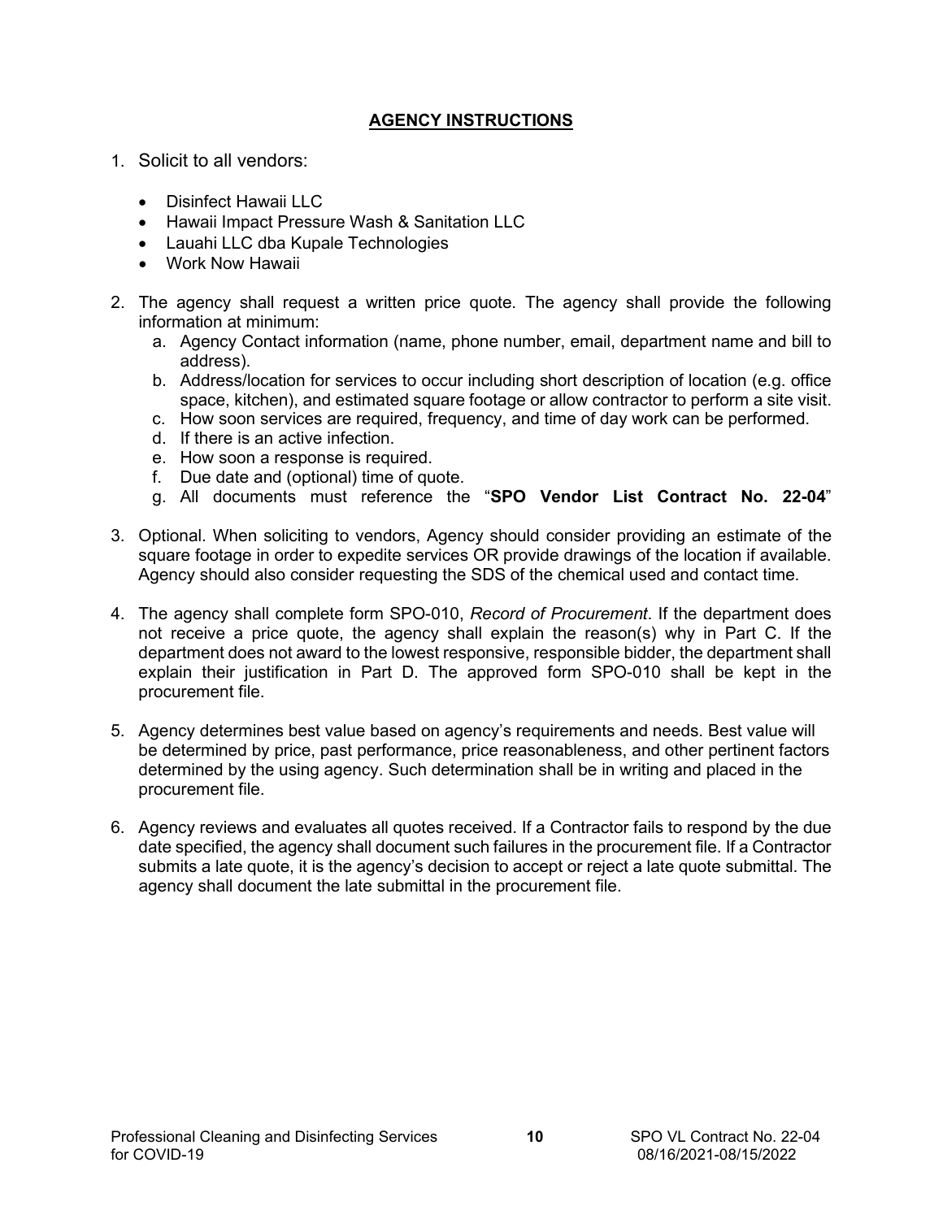## AGENCY INSTRUCTIONS

1. Solicit to all vendors:
   - Disinfect Hawaii LLC
   - Hawaii Impact Pressure Wash & Sanitation LLC
   - Lauahi LLC dba Kupale Technologies
   - Work Now Hawaii

2. The agency shall request a written price quote. The agency shall provide the following information at minimum:
   a. Agency Contact information (name, phone number, email, department name and bill to address).
   b. Address/location for services to occur including short description of location (e.g. office space, kitchen), and estimated square footage or allow contractor to perform a site visit.
   c. How soon services are required, frequency, and time of day work can be performed.
   d. If there is an active infection.
   e. How soon a response is required.
   f. Due date and (optional) time of quote.
   g. All documents must reference the "**SPO Vendor List Contract No. 22-04**"

3. Optional. When soliciting to vendors, Agency should consider providing an estimate of the square footage in order to expedite services OR provide drawings of the location if available. Agency should also consider requesting the SDS of the chemical used and contact time.

4. The agency shall complete form SPO-010, *Record of Procurement*. If the department does not receive a price quote, the agency shall explain the reason(s) why in Part C. If the department does not award to the lowest responsive, responsible bidder, the department shall explain their justification in Part D. The approved form SPO-010 shall be kept in the procurement file.

5. Agency determines best value based on agency's requirements and needs. Best value will be determined by price, past performance, price reasonableness, and other pertinent factors determined by the using agency. Such determination shall be in writing and placed in the procurement file.

6. Agency reviews and evaluates all quotes received. If a Contractor fails to respond by the due date specified, the agency shall document such failures in the procurement file. If a Contractor submits a late quote, it is the agency's decision to accept or reject a late quote submittal. The agency shall document the late submittal in the procurement file.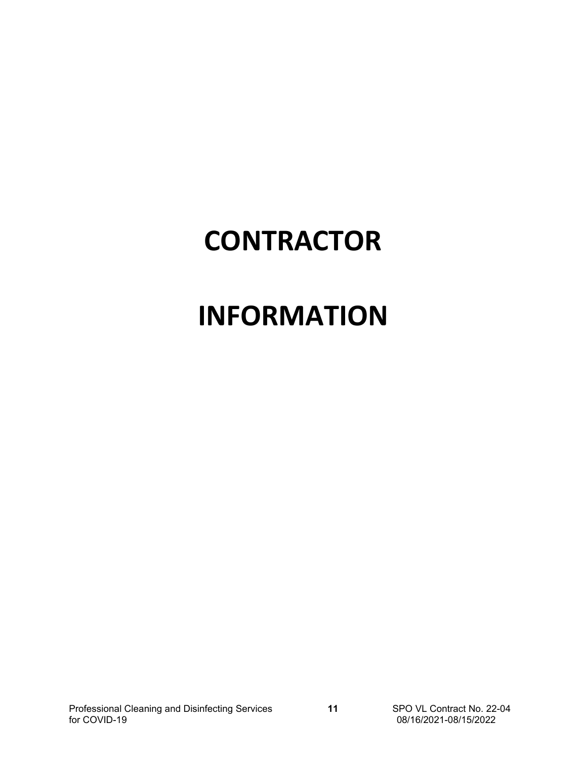# CONTRACTOR

# INFORMATION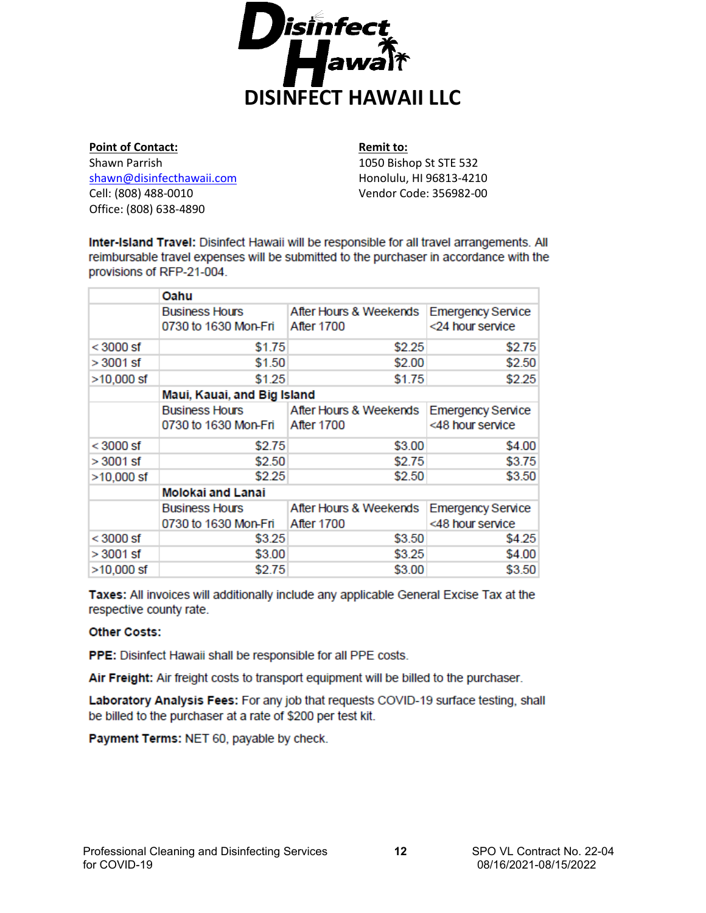# DISINFECT HAWAII LLC

**Point of Contact:**
Shawn Parrish
shawn@disinfecthawaii.com
Cell: (808) 488-0010
Office: (808) 638-4890

**Remit to:**
1050 Bishop St STE 532
Honolulu, HI 96813-4210
Vendor Code: 356982-00

**Inter-Island Travel:** Disinfect Hawaii will be responsible for all travel arrangements. All reimbursable travel expenses will be submitted to the purchaser in accordance with the provisions of RFP-21-004.

| | **Oahu** | | |
|---|---|---|---|
| | Business Hours 0730 to 1630 Mon-Fri | After Hours & Weekends After 1700 | Emergency Service <24 hour service |
| < 3000 sf | $1.75 | $2.25 | $2.75 |
| > 3001 sf | $1.50 | $2.00 | $2.50 |
| >10,000 sf | $1.25 | $1.75 | $2.25 |
| | **Maui, Kauai, and Big Island** | | |
| | Business Hours 0730 to 1630 Mon-Fri | After Hours & Weekends After 1700 | Emergency Service <48 hour service |
| < 3000 sf | $2.75 | $3.00 | $4.00 |
| > 3001 sf | $2.50 | $2.75 | $3.75 |
| >10,000 sf | $2.25 | $2.50 | $3.50 |
| | **Molokai and Lanai** | | |
| | Business Hours 0730 to 1630 Mon-Fri | After Hours & Weekends After 1700 | Emergency Service <48 hour service |
| < 3000 sf | $3.25 | $3.50 | $4.25 |
| > 3001 sf | $3.00 | $3.25 | $4.00 |
| >10,000 sf | $2.75 | $3.00 | $3.50 |

**Taxes:** All invoices will additionally include any applicable General Excise Tax at the respective county rate.

**Other Costs:**

**PPE:** Disinfect Hawaii shall be responsible for all PPE costs.

**Air Freight:** Air freight costs to transport equipment will be billed to the purchaser.

**Laboratory Analysis Fees:** For any job that requests COVID-19 surface testing, shall be billed to the purchaser at a rate of $200 per test kit.

**Payment Terms:** NET 60, payable by check.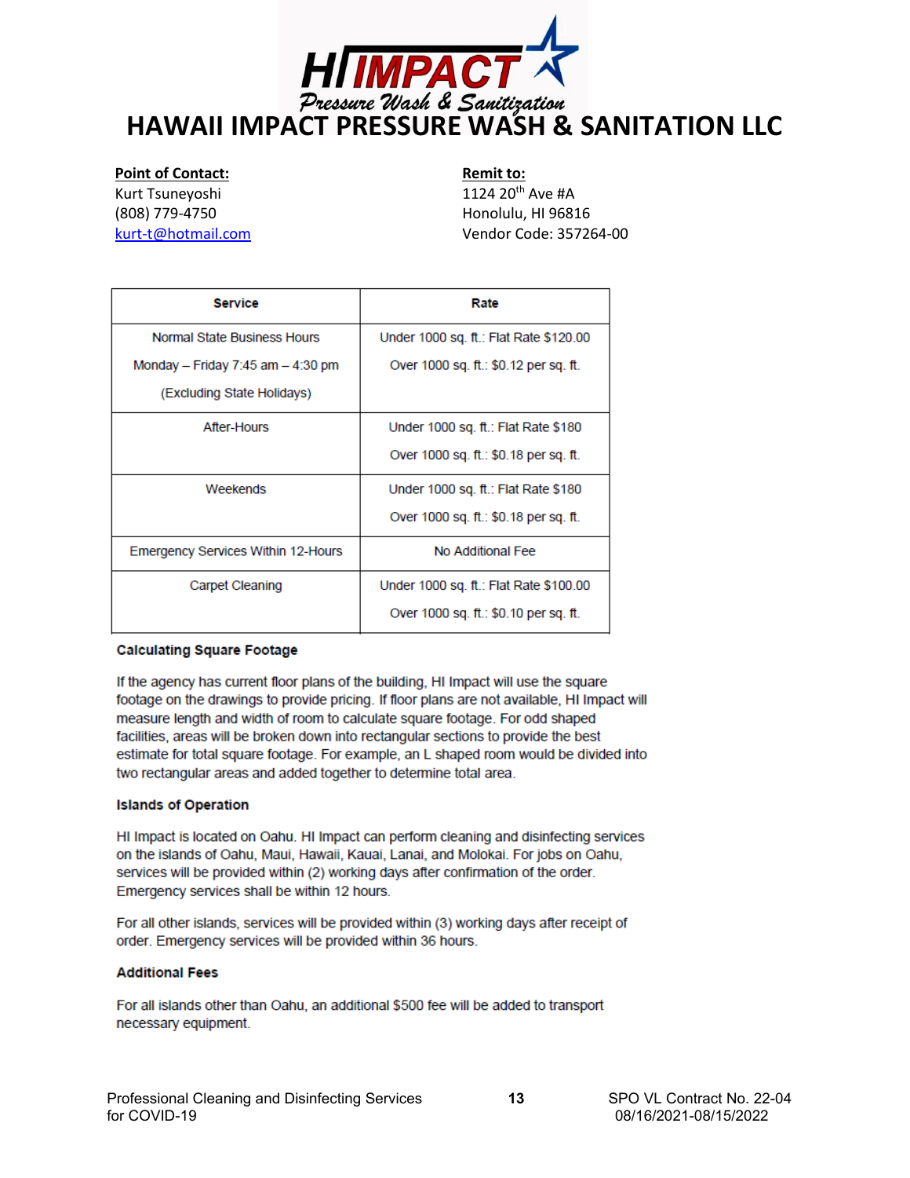# HAWAII IMPACT PRESSURE WASH & SANITATION LLC

**Point of Contact:**
Kurt Tsuneyoshi
(808) 779-4750
kurt-t@hotmail.com

**Remit to:**
1124 20th Ave #A
Honolulu, HI 96816
Vendor Code: 357264-00

| Service | Rate |
|---|---|
| Normal State Business Hours<br>Monday – Friday 7:45 am – 4:30 pm<br>(Excluding State Holidays) | Under 1000 sq. ft.: Flat Rate $120.00<br>Over 1000 sq. ft.: $0.12 per sq. ft. |
| After-Hours | Under 1000 sq. ft.: Flat Rate $180<br>Over 1000 sq. ft.: $0.18 per sq. ft. |
| Weekends | Under 1000 sq. ft.: Flat Rate $180<br>Over 1000 sq. ft.: $0.18 per sq. ft. |
| Emergency Services Within 12-Hours | No Additional Fee |
| Carpet Cleaning | Under 1000 sq. ft.: Flat Rate $100.00<br>Over 1000 sq. ft.: $0.10 per sq. ft. |

### Calculating Square Footage

If the agency has current floor plans of the building, HI Impact will use the square footage on the drawings to provide pricing. If floor plans are not available, HI Impact will measure length and width of room to calculate square footage. For odd shaped facilities, areas will be broken down into rectangular sections to provide the best estimate for total square footage. For example, an L shaped room would be divided into two rectangular areas and added together to determine total area.

### Islands of Operation

HI Impact is located on Oahu. HI Impact can perform cleaning and disinfecting services on the islands of Oahu, Maui, Hawaii, Kauai, Lanai, and Molokai. For jobs on Oahu, services will be provided within (2) working days after confirmation of the order. Emergency services shall be within 12 hours.

For all other islands, services will be provided within (3) working days after receipt of order. Emergency services will be provided within 36 hours.

### Additional Fees

For all islands other than Oahu, an additional $500 fee will be added to transport necessary equipment.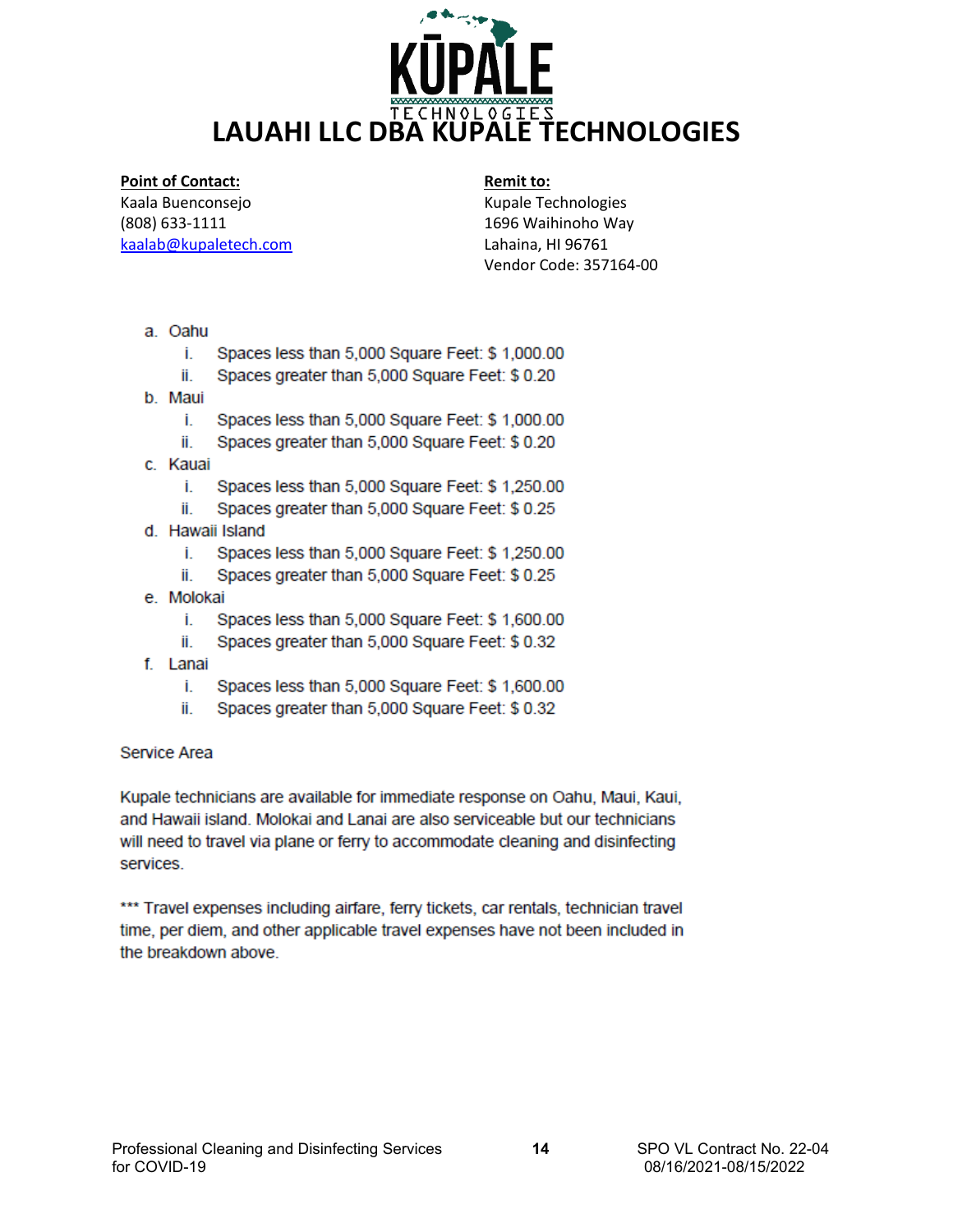# LAUAHI LLC DBA KUPALE TECHNOLOGIES

**Point of Contact:**
Kaala Buenconsejo
(808) 633-1111
kaalab@kupaletech.com

**Remit to:**
Kupale Technologies
1696 Waihinoho Way
Lahaina, HI 96761
Vendor Code: 357164-00

a. Oahu
   i. Spaces less than 5,000 Square Feet: $ 1,000.00
   ii. Spaces greater than 5,000 Square Feet: $ 0.20
b. Maui
   i. Spaces less than 5,000 Square Feet: $ 1,000.00
   ii. Spaces greater than 5,000 Square Feet: $ 0.20
c. Kauai
   i. Spaces less than 5,000 Square Feet: $ 1,250.00
   ii. Spaces greater than 5,000 Square Feet: $ 0.25
d. Hawaii Island
   i. Spaces less than 5,000 Square Feet: $ 1,250.00
   ii. Spaces greater than 5,000 Square Feet: $ 0.25
e. Molokai
   i. Spaces less than 5,000 Square Feet: $ 1,600.00
   ii. Spaces greater than 5,000 Square Feet: $ 0.32
f. Lanai
   i. Spaces less than 5,000 Square Feet: $ 1,600.00
   ii. Spaces greater than 5,000 Square Feet: $ 0.32

Service Area

Kupale technicians are available for immediate response on Oahu, Maui, Kaui, and Hawaii island. Molokai and Lanai are also serviceable but our technicians will need to travel via plane or ferry to accommodate cleaning and disinfecting services.

*** Travel expenses including airfare, ferry tickets, car rentals, technician travel time, per diem, and other applicable travel expenses have not been included in the breakdown above.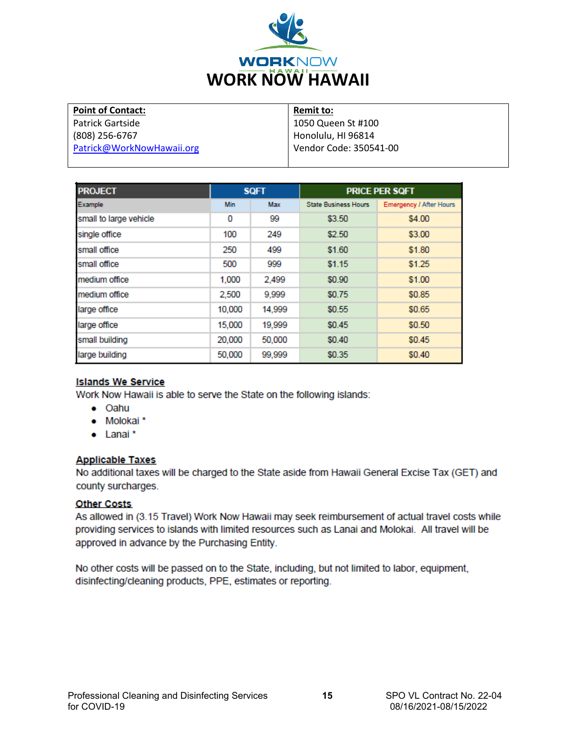# WORK NOW HAWAII

| **Point of Contact:** | **Remit to:** |
| --- | --- |
| Patrick Gartside<br>(808) 256-6767<br>Patrick@WorkNowHawaii.org | 1050 Queen St #100<br>Honolulu, HI 96814<br>Vendor Code: 350541-00 |

| PROJECT | SQFT | | PRICE PER SQFT | |
| --- | --- | --- | --- | --- |
| Example | Min | Max | State Business Hours | Emergency / After Hours |
| small to large vehicle | 0 | 99 | $3.50 | $4.00 |
| single office | 100 | 249 | $2.50 | $3.00 |
| small office | 250 | 499 | $1.60 | $1.80 |
| small office | 500 | 999 | $1.15 | $1.25 |
| medium office | 1,000 | 2,499 | $0.90 | $1.00 |
| medium office | 2,500 | 9,999 | $0.75 | $0.85 |
| large office | 10,000 | 14,999 | $0.55 | $0.65 |
| large office | 15,000 | 19,999 | $0.45 | $0.50 |
| small building | 20,000 | 50,000 | $0.40 | $0.45 |
| large building | 50,000 | 99,999 | $0.35 | $0.40 |

## Islands We Service

Work Now Hawaii is able to serve the State on the following islands:

- Oahu
- Molokai *
- Lanai *

## Applicable Taxes

No additional taxes will be charged to the State aside from Hawaii General Excise Tax (GET) and county surcharges.

## Other Costs

As allowed in (3.15 Travel) Work Now Hawaii may seek reimbursement of actual travel costs while providing services to islands with limited resources such as Lanai and Molokai. All travel will be approved in advance by the Purchasing Entity.

No other costs will be passed on to the State, including, but not limited to labor, equipment, disinfecting/cleaning products, PPE, estimates or reporting.